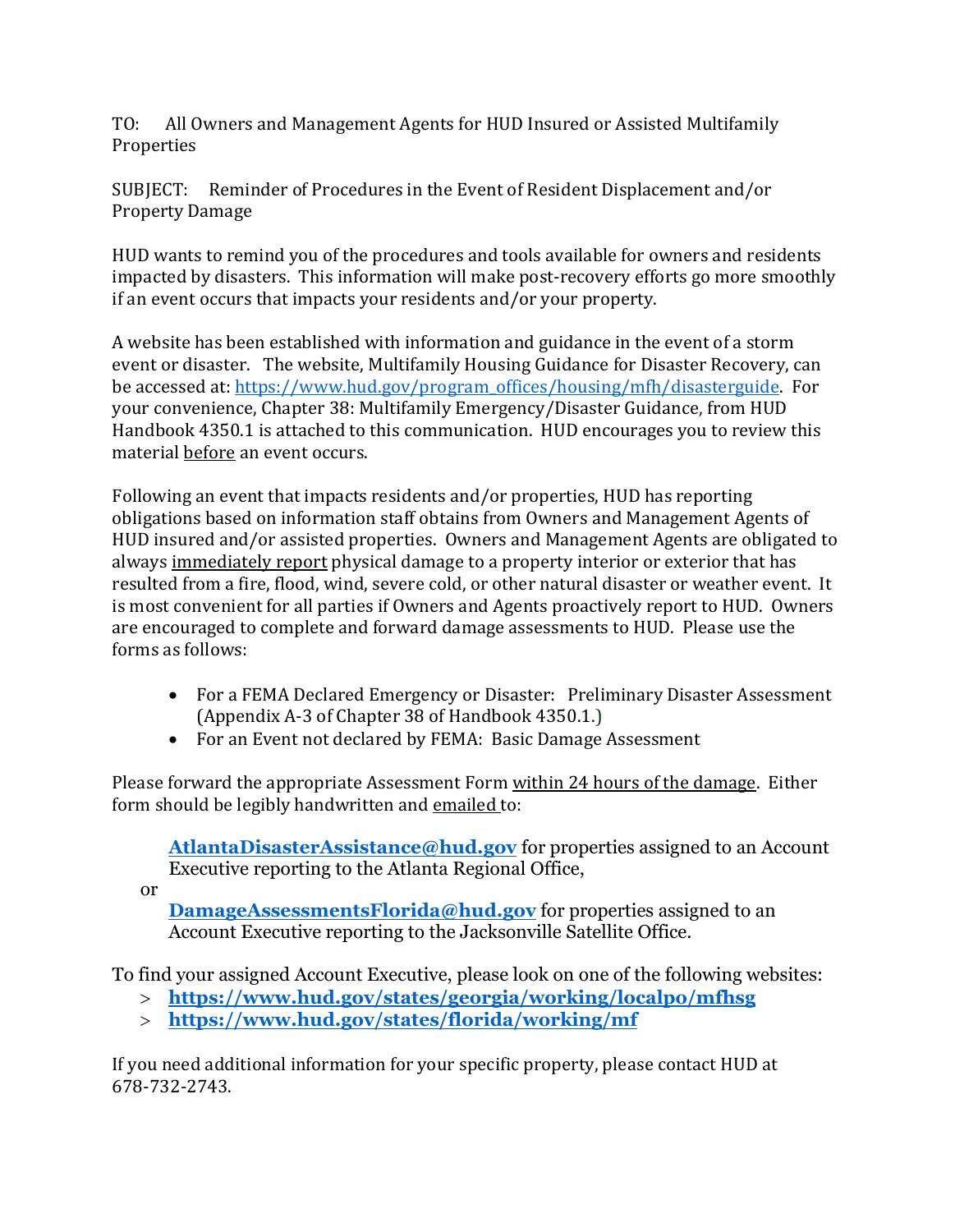TO: All Owners and Management Agents for HUD Insured or Assisted Multifamily Properties

SUBJECT: Reminder of Procedures in the Event of Resident Displacement and/or Property Damage

HUD wants to remind you of the procedures and tools available for owners and residents impacted by disasters. This information will make post-recovery efforts go more smoothly if an event occurs that impacts your residents and/or your property.

A website has been established with information and guidance in the event of a storm event or disaster. The website, Multifamily Housing Guidance for Disaster Recovery, can be accessed at: [https://www.hud.gov/program_offices/housing/mfh/disasterguide](https://www.hud.gov/program_offices/housing/mfh/disasterguide). For your convenience, Chapter 38: Multifamily Emergency/Disaster Guidance, from HUD Handbook 4350.1 is attached to this communication. HUD encourages you to review this material <u>before</u> an event occurs.

Following an event that impacts residents and/or properties, HUD has reporting obligations based on information staff obtains from Owners and Management Agents of HUD insured and/or assisted properties. Owners and Management Agents are obligated to always <u>immediately report</u> physical damage to a property interior or exterior that has resulted from a fire, flood, wind, severe cold, or other natural disaster or weather event. It is most convenient for all parties if Owners and Agents proactively report to HUD. Owners are encouraged to complete and forward damage assessments to HUD. Please use the forms as follows:

- For a FEMA Declared Emergency or Disaster: Preliminary Disaster Assessment (Appendix A-3 of Chapter 38 of Handbook 4350.1.)
- For an Event not declared by FEMA: Basic Damage Assessment

Please forward the appropriate Assessment Form <u>within 24 hours of the damage</u>. Either form should be legibly handwritten and <u>emailed</u> to:

> **[AtlantaDisasterAssistance@hud.gov](mailto:AtlantaDisasterAssistance@hud.gov)** for properties assigned to an Account Executive reporting to the Atlanta Regional Office,

or

> **[DamageAssessmentsFlorida@hud.gov](mailto:DamageAssessmentsFlorida@hud.gov)** for properties assigned to an Account Executive reporting to the Jacksonville Satellite Office.

To find your assigned Account Executive, please look on one of the following websites:

- **[https://www.hud.gov/states/georgia/working/localpo/mfhsg](https://www.hud.gov/states/georgia/working/localpo/mfhsg)**
- **[https://www.hud.gov/states/florida/working/mf](https://www.hud.gov/states/florida/working/mf)**

If you need additional information for your specific property, please contact HUD at 678-732-2743.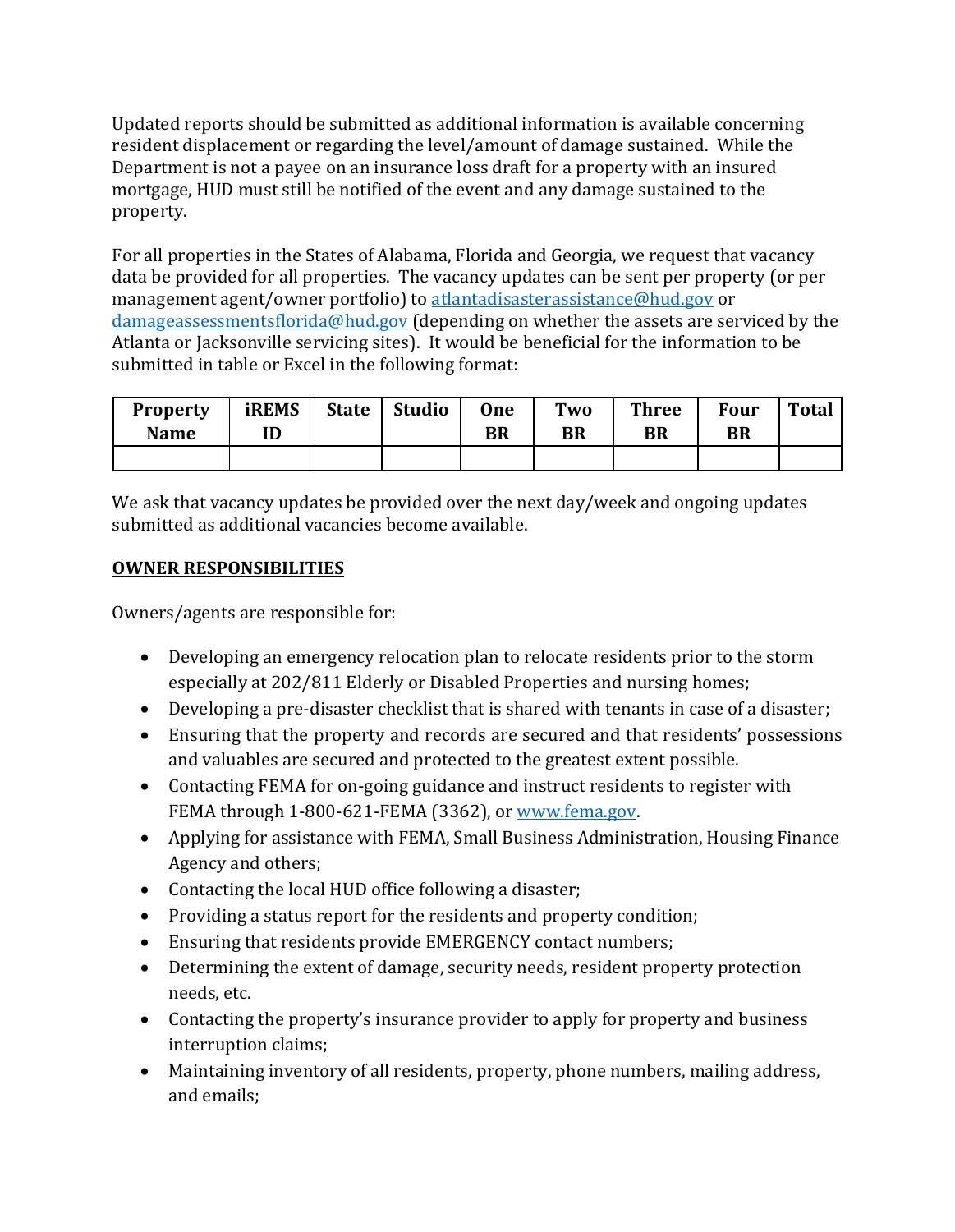Updated reports should be submitted as additional information is available concerning resident displacement or regarding the level/amount of damage sustained. While the Department is not a payee on an insurance loss draft for a property with an insured mortgage, HUD must still be notified of the event and any damage sustained to the property.

For all properties in the States of Alabama, Florida and Georgia, we request that vacancy data be provided for all properties. The vacancy updates can be sent per property (or per management agent/owner portfolio) to [atlantadisasterassistance@hud.gov](mailto:atlantadisasterassistance@hud.gov) or [damageassessmentsflorida@hud.gov](mailto:damageassessmentsflorida@hud.gov) (depending on whether the assets are serviced by the Atlanta or Jacksonville servicing sites). It would be beneficial for the information to be submitted in table or Excel in the following format:

| Property Name | iREMS ID | State | Studio | One BR | Two BR | Three BR | Four BR | Total |
|---|---|---|---|---|---|---|---|---|
| | | | | | | | | |

We ask that vacancy updates be provided over the next day/week and ongoing updates submitted as additional vacancies become available.

**<u>OWNER RESPONSIBILITIES</u>**

Owners/agents are responsible for:

- Developing an emergency relocation plan to relocate residents prior to the storm especially at 202/811 Elderly or Disabled Properties and nursing homes;
- Developing a pre-disaster checklist that is shared with tenants in case of a disaster;
- Ensuring that the property and records are secured and that residents' possessions and valuables are secured and protected to the greatest extent possible.
- Contacting FEMA for on-going guidance and instruct residents to register with FEMA through 1-800-621-FEMA (3362), or [www.fema.gov](http://www.fema.gov).
- Applying for assistance with FEMA, Small Business Administration, Housing Finance Agency and others;
- Contacting the local HUD office following a disaster;
- Providing a status report for the residents and property condition;
- Ensuring that residents provide EMERGENCY contact numbers;
- Determining the extent of damage, security needs, resident property protection needs, etc.
- Contacting the property's insurance provider to apply for property and business interruption claims;
- Maintaining inventory of all residents, property, phone numbers, mailing address, and emails;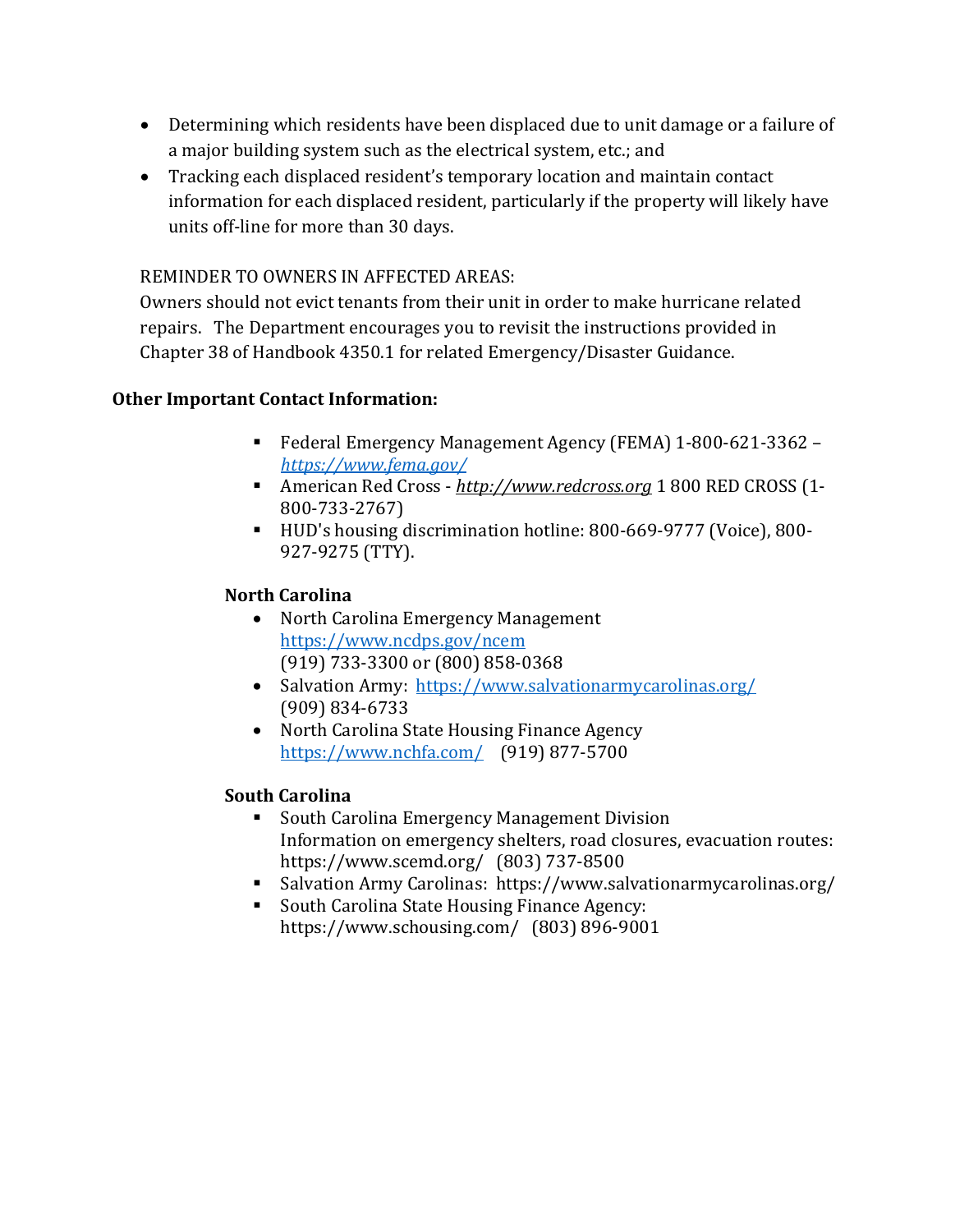- Determining which residents have been displaced due to unit damage or a failure of a major building system such as the electrical system, etc.; and
- Tracking each displaced resident's temporary location and maintain contact information for each displaced resident, particularly if the property will likely have units off-line for more than 30 days.

REMINDER TO OWNERS IN AFFECTED AREAS:
Owners should not evict tenants from their unit in order to make hurricane related repairs. The Department encourages you to revisit the instructions provided in Chapter 38 of Handbook 4350.1 for related Emergency/Disaster Guidance.

**Other Important Contact Information:**

- Federal Emergency Management Agency (FEMA) 1-800-621-3362 – *https://www.fema.gov/*
- American Red Cross - *http://www.redcross.org* 1 800 RED CROSS (1-800-733-2767)
- HUD's housing discrimination hotline: 800-669-9777 (Voice), 800-927-9275 (TTY).

**North Carolina**

- North Carolina Emergency Management
  https://www.ncdps.gov/ncem
  (919) 733-3300 or (800) 858-0368
- Salvation Army: https://www.salvationarmycarolinas.org/
  (909) 834-6733
- North Carolina State Housing Finance Agency
  https://www.nchfa.com/ (919) 877-5700

**South Carolina**

- South Carolina Emergency Management Division
  Information on emergency shelters, road closures, evacuation routes: https://www.scemd.org/ (803) 737-8500
- Salvation Army Carolinas: https://www.salvationarmycarolinas.org/
- South Carolina State Housing Finance Agency:
  https://www.schousing.com/ (803) 896-9001